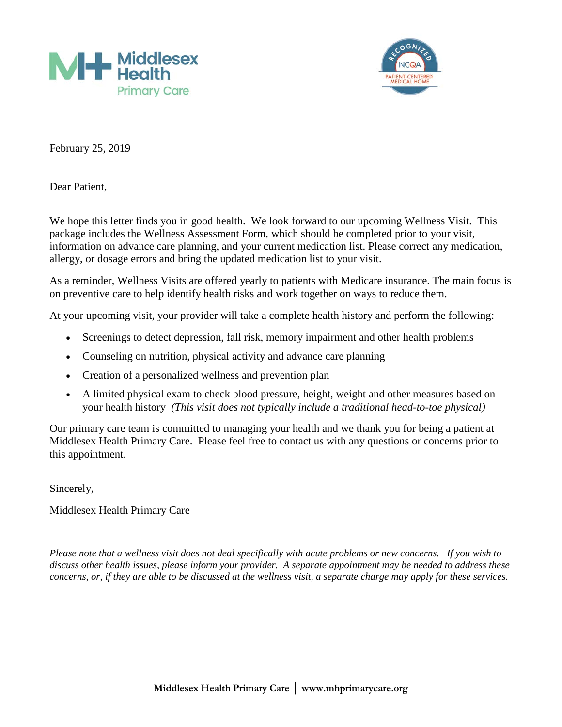Middlesex Health
Primary Care

RECOGNIZED NCQA PATIENT-CENTERED MEDICAL HOME

February 25, 2019

Dear Patient,

We hope this letter finds you in good health. We look forward to our upcoming Wellness Visit. This package includes the Wellness Assessment Form, which should be completed prior to your visit, information on advance care planning, and your current medication list. Please correct any medication, allergy, or dosage errors and bring the updated medication list to your visit.

As a reminder, Wellness Visits are offered yearly to patients with Medicare insurance. The main focus is on preventive care to help identify health risks and work together on ways to reduce them.

At your upcoming visit, your provider will take a complete health history and perform the following:

- Screenings to detect depression, fall risk, memory impairment and other health problems
- Counseling on nutrition, physical activity and advance care planning
- Creation of a personalized wellness and prevention plan
- A limited physical exam to check blood pressure, height, weight and other measures based on your health history *(This visit does not typically include a traditional head-to-toe physical)*

Our primary care team is committed to managing your health and we thank you for being a patient at Middlesex Health Primary Care. Please feel free to contact us with any questions or concerns prior to this appointment.

Sincerely,

Middlesex Health Primary Care

*Please note that a wellness visit does not deal specifically with acute problems or new concerns. If you wish to discuss other health issues, please inform your provider. A separate appointment may be needed to address these concerns, or, if they are able to be discussed at the wellness visit, a separate charge may apply for these services.*

**Middlesex Health Primary Care | www.mhprimarycare.org**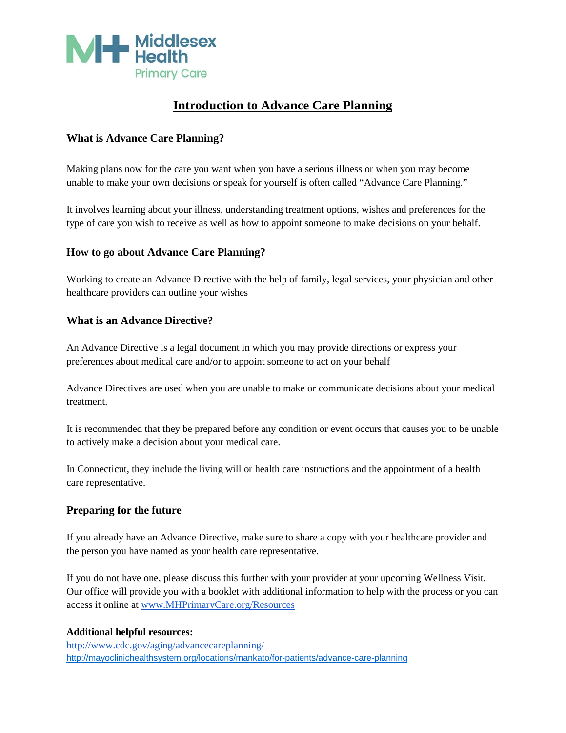Middlesex Health
Primary Care

# Introduction to Advance Care Planning

## What is Advance Care Planning?

Making plans now for the care you want when you have a serious illness or when you may become unable to make your own decisions or speak for yourself is often called "Advance Care Planning."

It involves learning about your illness, understanding treatment options, wishes and preferences for the type of care you wish to receive as well as how to appoint someone to make decisions on your behalf.

## How to go about Advance Care Planning?

Working to create an Advance Directive with the help of family, legal services, your physician and other healthcare providers can outline your wishes

## What is an Advance Directive?

An Advance Directive is a legal document in which you may provide directions or express your preferences about medical care and/or to appoint someone to act on your behalf

Advance Directives are used when you are unable to make or communicate decisions about your medical treatment.

It is recommended that they be prepared before any condition or event occurs that causes you to be unable to actively make a decision about your medical care.

In Connecticut, they include the living will or health care instructions and the appointment of a health care representative.

## Preparing for the future

If you already have an Advance Directive, make sure to share a copy with your healthcare provider and the person you have named as your health care representative.

If you do not have one, please discuss this further with your provider at your upcoming Wellness Visit. Our office will provide you with a booklet with additional information to help with the process or you can access it online at [www.MHPrimaryCare.org/Resources](http://www.MHPrimaryCare.org/Resources)

**Additional helpful resources:**

[http://www.cdc.gov/aging/advancecareplanning/](http://www.cdc.gov/aging/advancecareplanning/)

[http://mayoclinichealthsystem.org/locations/mankato/for-patients/advance-care-planning](http://mayoclinichealthsystem.org/locations/mankato/for-patients/advance-care-planning)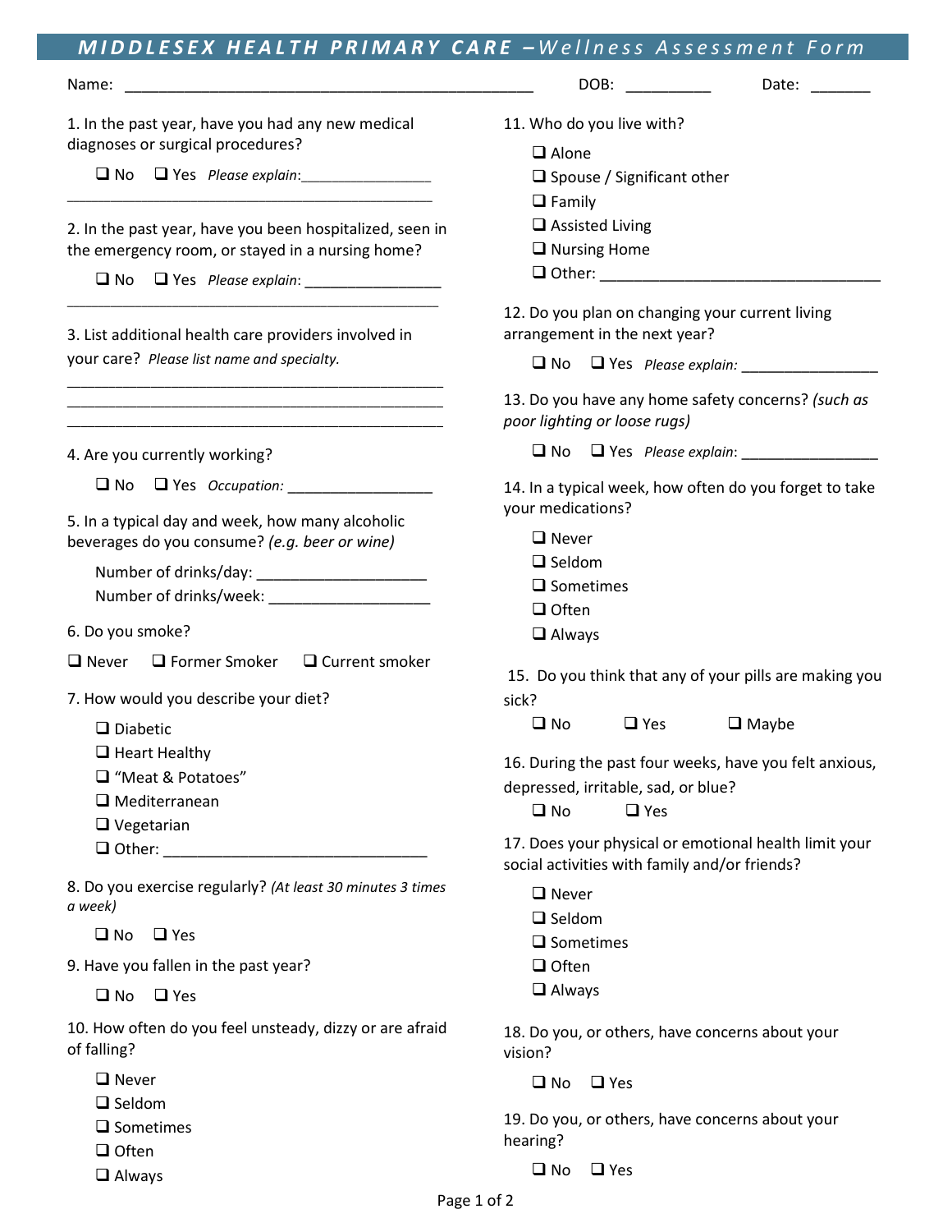# MIDDLESEX HEALTH PRIMARY CARE – *Wellness Assessment Form*

Name: ______________________________________________ DOB: __________ Date: _______

1. In the past year, have you had any new medical diagnoses or surgical procedures?

   ❑ No ❑ Yes *Please explain*:________________
   ____________________________________________

2. In the past year, have you been hospitalized, seen in the emergency room, or stayed in a nursing home?

   ❑ No ❑ Yes *Please explain*: ________________
   ____________________________________________

3. List additional health care providers involved in your care? *Please list name and specialty.*

   ____________________________________________
   ____________________________________________
   ____________________________________________

4. Are you currently working?

   ❑ No ❑ Yes *Occupation:* _________________

5. In a typical day and week, how many alcoholic beverages do you consume? *(e.g. beer or wine)*

   Number of drinks/day: ___________________
   Number of drinks/week: __________________

6. Do you smoke?

   ❑ Never ❑ Former Smoker ❑ Current smoker

7. How would you describe your diet?

   ❑ Diabetic
   ❑ Heart Healthy
   ❑ "Meat & Potatoes"
   ❑ Mediterranean
   ❑ Vegetarian
   ❑ Other: ______________________________

8. Do you exercise regularly? *(At least 30 minutes 3 times a week)*

   ❑ No ❑ Yes

9. Have you fallen in the past year?

   ❑ No ❑ Yes

10. How often do you feel unsteady, dizzy or are afraid of falling?

    ❑ Never
    ❑ Seldom
    ❑ Sometimes
    ❑ Often
    ❑ Always

11. Who do you live with?

    ❑ Alone
    ❑ Spouse / Significant other
    ❑ Family
    ❑ Assisted Living
    ❑ Nursing Home
    ❑ Other: ________________________________

12. Do you plan on changing your current living arrangement in the next year?

    ❑ No ❑ Yes *Please explain:* ________________

13. Do you have any home safety concerns? *(such as poor lighting or loose rugs)*

    ❑ No ❑ Yes *Please explain*: ________________

14. In a typical week, how often do you forget to take your medications?

    ❑ Never
    ❑ Seldom
    ❑ Sometimes
    ❑ Often
    ❑ Always

15. Do you think that any of your pills are making you sick?

    ❑ No ❑ Yes ❑ Maybe

16. During the past four weeks, have you felt anxious, depressed, irritable, sad, or blue?

    ❑ No ❑ Yes

17. Does your physical or emotional health limit your social activities with family and/or friends?

    ❑ Never
    ❑ Seldom
    ❑ Sometimes
    ❑ Often
    ❑ Always

18. Do you, or others, have concerns about your vision?

    ❑ No ❑ Yes

19. Do you, or others, have concerns about your hearing?

    ❑ No ❑ Yes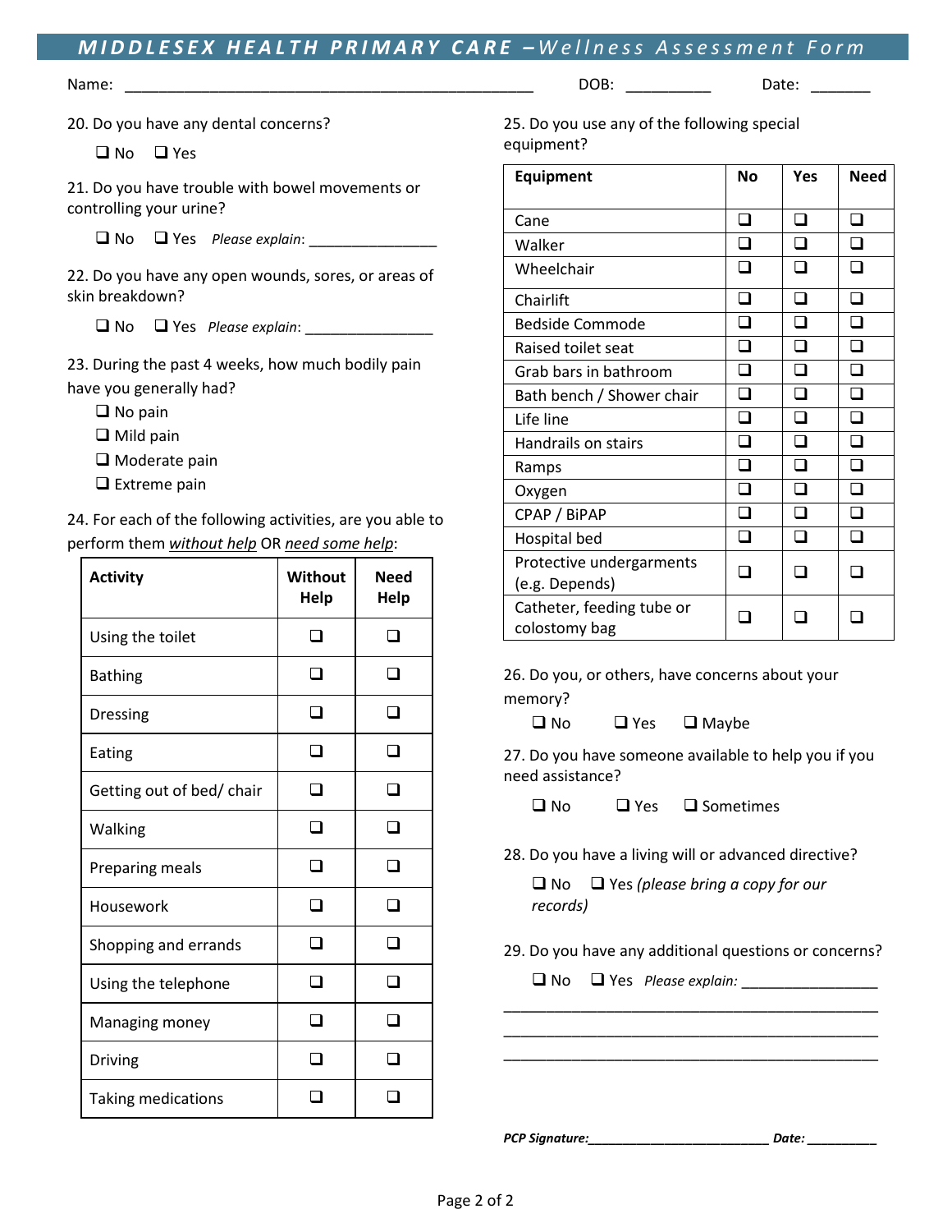# MIDDLESEX HEALTH PRIMARY CARE – *Wellness Assessment Form*

Name: ______________________________________________ DOB: __________ Date: _______

20. Do you have any dental concerns?

❑ No ❑ Yes

21. Do you have trouble with bowel movements or controlling your urine?

❑ No ❑ Yes *Please explain*: _______________

22. Do you have any open wounds, sores, or areas of skin breakdown?

❑ No ❑ Yes *Please explain*: _______________

23. During the past 4 weeks, how much bodily pain have you generally had?

❑ No pain
❑ Mild pain
❑ Moderate pain
❑ Extreme pain

24. For each of the following activities, are you able to perform them *without help* OR *need some help*:

| Activity | Without Help | Need Help |
|---|---|---|
| Using the toilet | ❑ | ❑ |
| Bathing | ❑ | ❑ |
| Dressing | ❑ | ❑ |
| Eating | ❑ | ❑ |
| Getting out of bed/ chair | ❑ | ❑ |
| Walking | ❑ | ❑ |
| Preparing meals | ❑ | ❑ |
| Housework | ❑ | ❑ |
| Shopping and errands | ❑ | ❑ |
| Using the telephone | ❑ | ❑ |
| Managing money | ❑ | ❑ |
| Driving | ❑ | ❑ |
| Taking medications | ❑ | ❑ |

25. Do you use any of the following special equipment?

| Equipment | No | Yes | Need |
|---|---|---|---|
| Cane | ❑ | ❑ | ❑ |
| Walker | ❑ | ❑ | ❑ |
| Wheelchair | ❑ | ❑ | ❑ |
| Chairlift | ❑ | ❑ | ❑ |
| Bedside Commode | ❑ | ❑ | ❑ |
| Raised toilet seat | ❑ | ❑ | ❑ |
| Grab bars in bathroom | ❑ | ❑ | ❑ |
| Bath bench / Shower chair | ❑ | ❑ | ❑ |
| Life line | ❑ | ❑ | ❑ |
| Handrails on stairs | ❑ | ❑ | ❑ |
| Ramps | ❑ | ❑ | ❑ |
| Oxygen | ❑ | ❑ | ❑ |
| CPAP / BiPAP | ❑ | ❑ | ❑ |
| Hospital bed | ❑ | ❑ | ❑ |
| Protective undergarments (e.g. Depends) | ❑ | ❑ | ❑ |
| Catheter, feeding tube or colostomy bag | ❑ | ❑ | ❑ |

26. Do you, or others, have concerns about your memory?

❑ No ❑ Yes ❑ Maybe

27. Do you have someone available to help you if you need assistance?

❑ No ❑ Yes ❑ Sometimes

28. Do you have a living will or advanced directive?

❑ No ❑ Yes *(please bring a copy for our records)*

29. Do you have any additional questions or concerns?

❑ No ❑ Yes *Please explain:* ________________

_____________________________________________

_____________________________________________

_____________________________________________

***PCP Signature:*\_\_\_\_\_\_\_\_\_\_\_\_\_\_\_\_\_\_\_\_\_\_\_\_ *Date:* \_\_\_\_\_\_\_\_\_\_**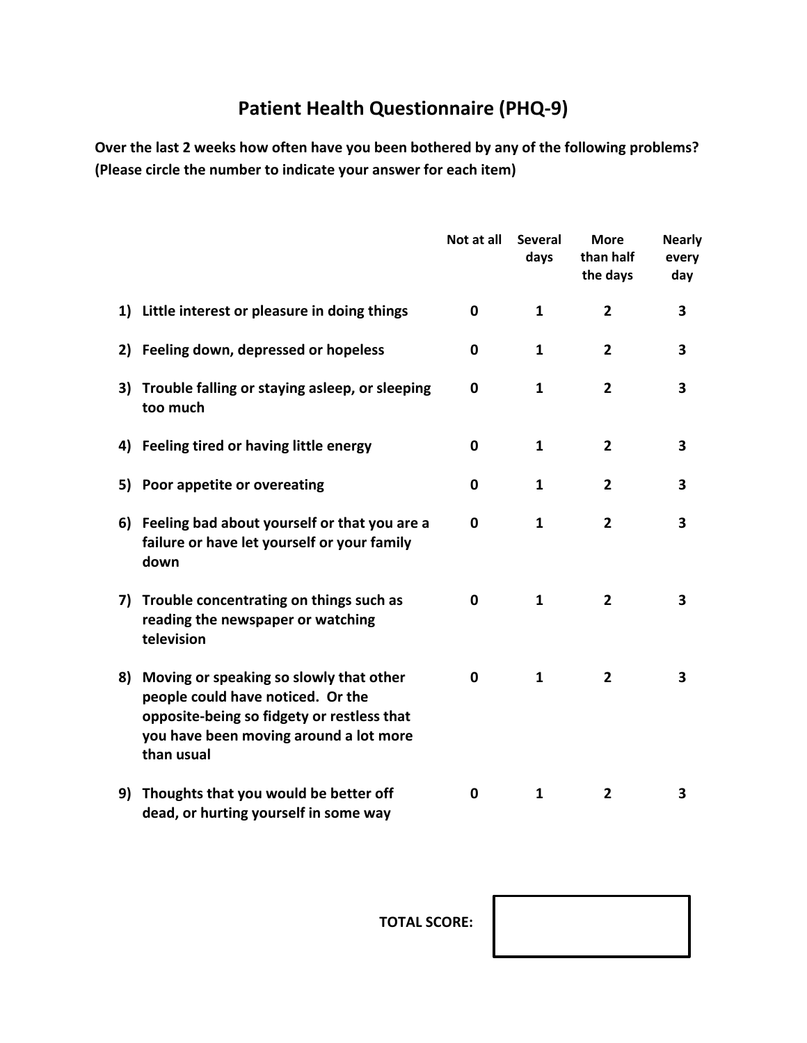# Patient Health Questionnaire (PHQ-9)

**Over the last 2 weeks how often have you been bothered by any of the following problems? (Please circle the number to indicate your answer for each item)**

| | Not at all | Several days | More than half the days | Nearly every day |
|---|---|---|---|---|
| 1) Little interest or pleasure in doing things | 0 | 1 | 2 | 3 |
| 2) Feeling down, depressed or hopeless | 0 | 1 | 2 | 3 |
| 3) Trouble falling or staying asleep, or sleeping too much | 0 | 1 | 2 | 3 |
| 4) Feeling tired or having little energy | 0 | 1 | 2 | 3 |
| 5) Poor appetite or overeating | 0 | 1 | 2 | 3 |
| 6) Feeling bad about yourself or that you are a failure or have let yourself or your family down | 0 | 1 | 2 | 3 |
| 7) Trouble concentrating on things such as reading the newspaper or watching television | 0 | 1 | 2 | 3 |
| 8) Moving or speaking so slowly that other people could have noticed. Or the opposite-being so fidgety or restless that you have been moving around a lot more than usual | 0 | 1 | 2 | 3 |
| 9) Thoughts that you would be better off dead, or hurting yourself in some way | 0 | 1 | 2 | 3 |

**TOTAL SCORE:**